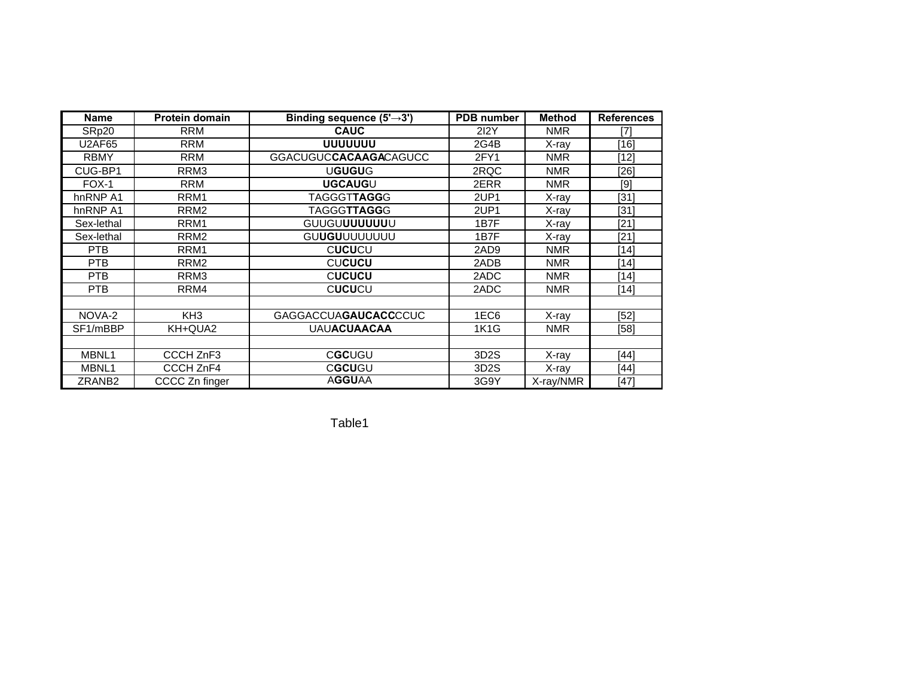| Name | Protein domain | Binding sequence (5'→3') | PDB number | Method | References |
|---|---|---|---|---|---|
| SRp20 | RRM | **CAUC** | 2I2Y | NMR | [7] |
| U2AF65 | RRM | **UUUUUUU** | 2G4B | X-ray | [16] |
| RBMY | RRM | GGACUGUC**CACAAGA**CAGUCC | 2FY1 | NMR | [12] |
| CUG-BP1 | RRM3 | U**GUGU**G | 2RQC | NMR | [26] |
| FOX-1 | RRM | **UGCAUG**U | 2ERR | NMR | [9] |
| hnRNP A1 | RRM1 | TAGGGT**TAGG**G | 2UP1 | X-ray | [31] |
| hnRNP A1 | RRM2 | TAGGG**TTAGG**G | 2UP1 | X-ray | [31] |
| Sex-lethal | RRM1 | GUUGU**UUUUUU**U | 1B7F | X-ray | [21] |
| Sex-lethal | RRM2 | GU**UGU**UUUUUUU | 1B7F | X-ray | [21] |
| PTB | RRM1 | C**UCU**CU | 2AD9 | NMR | [14] |
| PTB | RRM2 | CU**CUCU** | 2ADB | NMR | [14] |
| PTB | RRM3 | C**UCUCU** | 2ADC | NMR | [14] |
| PTB | RRM4 | C**UCU**CU | 2ADC | NMR | [14] |
| | | | | | |
| NOVA-2 | KH3 | GAGGACCUA**GAUCACC**CCUC | 1EC6 | X-ray | [52] |
| SF1/mBBP | KH+QUA2 | UAU**ACUAACAA** | 1K1G | NMR | [58] |
| | | | | | |
| MBNL1 | CCCH ZnF3 | C**GC**UGU | 3D2S | X-ray | [44] |
| MBNL1 | CCCH ZnF4 | C**GCU**GU | 3D2S | X-ray | [44] |
| ZRANB2 | CCCC Zn finger | A**GGU**AA | 3G9Y | X-ray/NMR | [47] |

Table1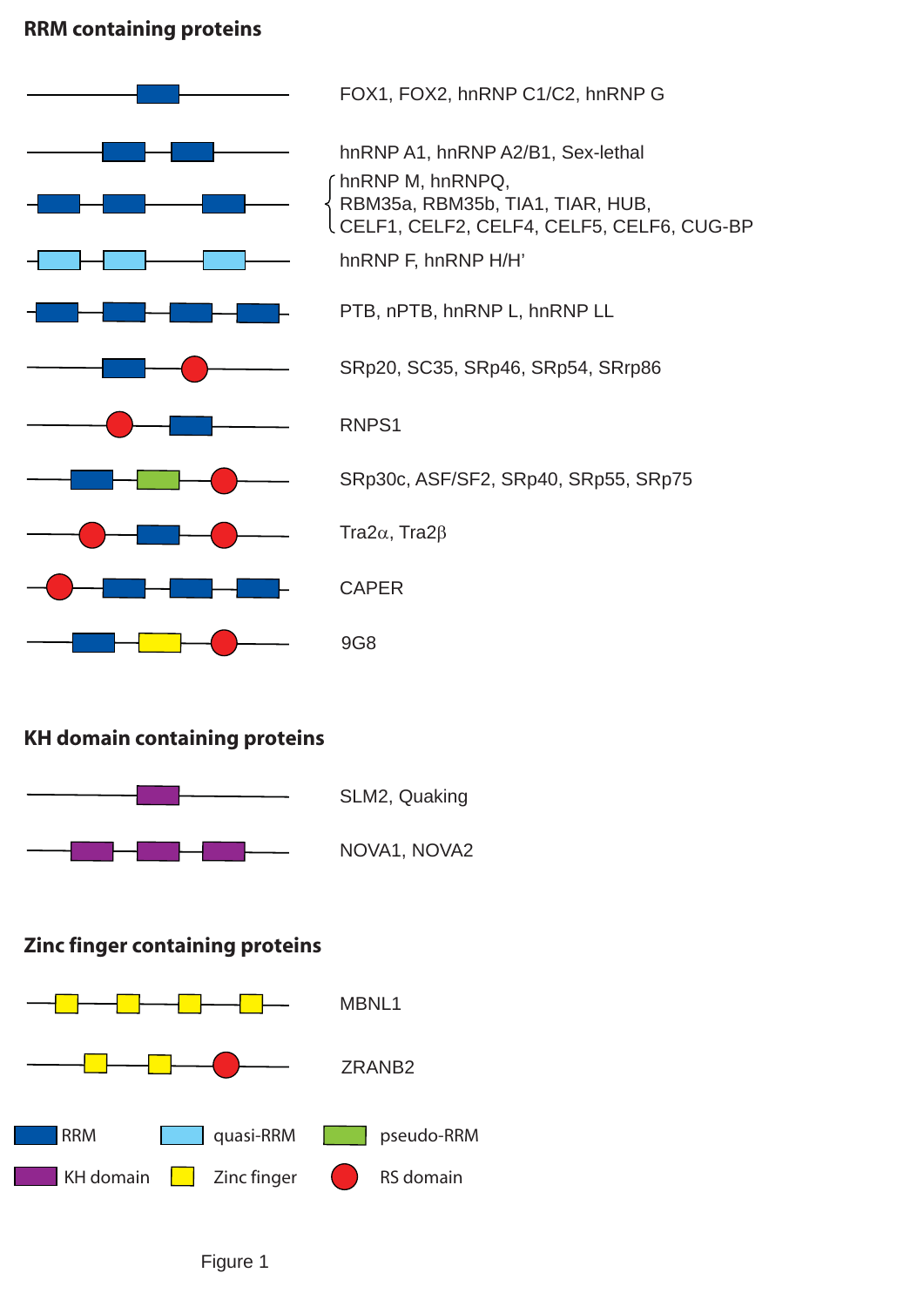## RRM containing proteins

FOX1, FOX2, hnRNP C1/C2, hnRNP G

hnRNP A1, hnRNP A2/B1, Sex-lethal

hnRNP M, hnRNPQ, RBM35a, RBM35b, TIA1, TIAR, HUB, CELF1, CELF2, CELF4, CELF5, CELF6, CUG-BP

hnRNP F, hnRNP H/H'

PTB, nPTB, hnRNP L, hnRNP LL

SRp20, SC35, SRp46, SRp54, SRrp86

RNPS1

SRp30c, ASF/SF2, SRp40, SRp55, SRp75

Tra2α, Tra2β

CAPER

9G8

## KH domain containing proteins

SLM2, Quaking

NOVA1, NOVA2

## Zinc finger containing proteins

MBNL1

ZRANB2

RRM  quasi-RRM  pseudo-RRM

KH domain  Zinc finger  RS domain

Figure 1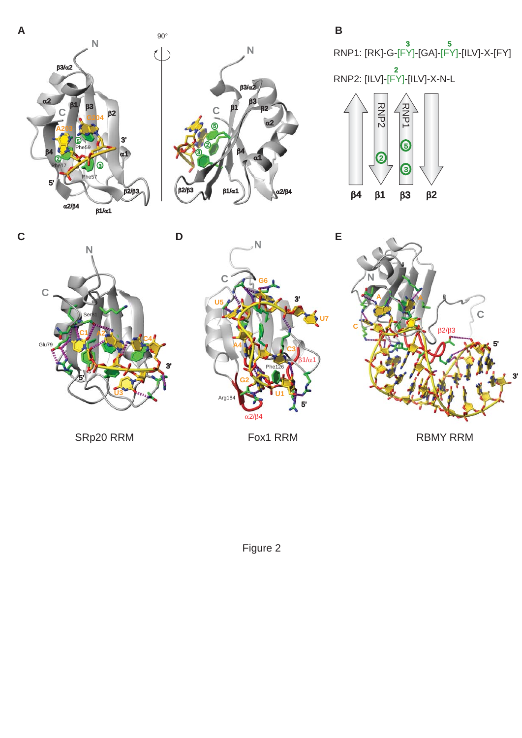Figure 2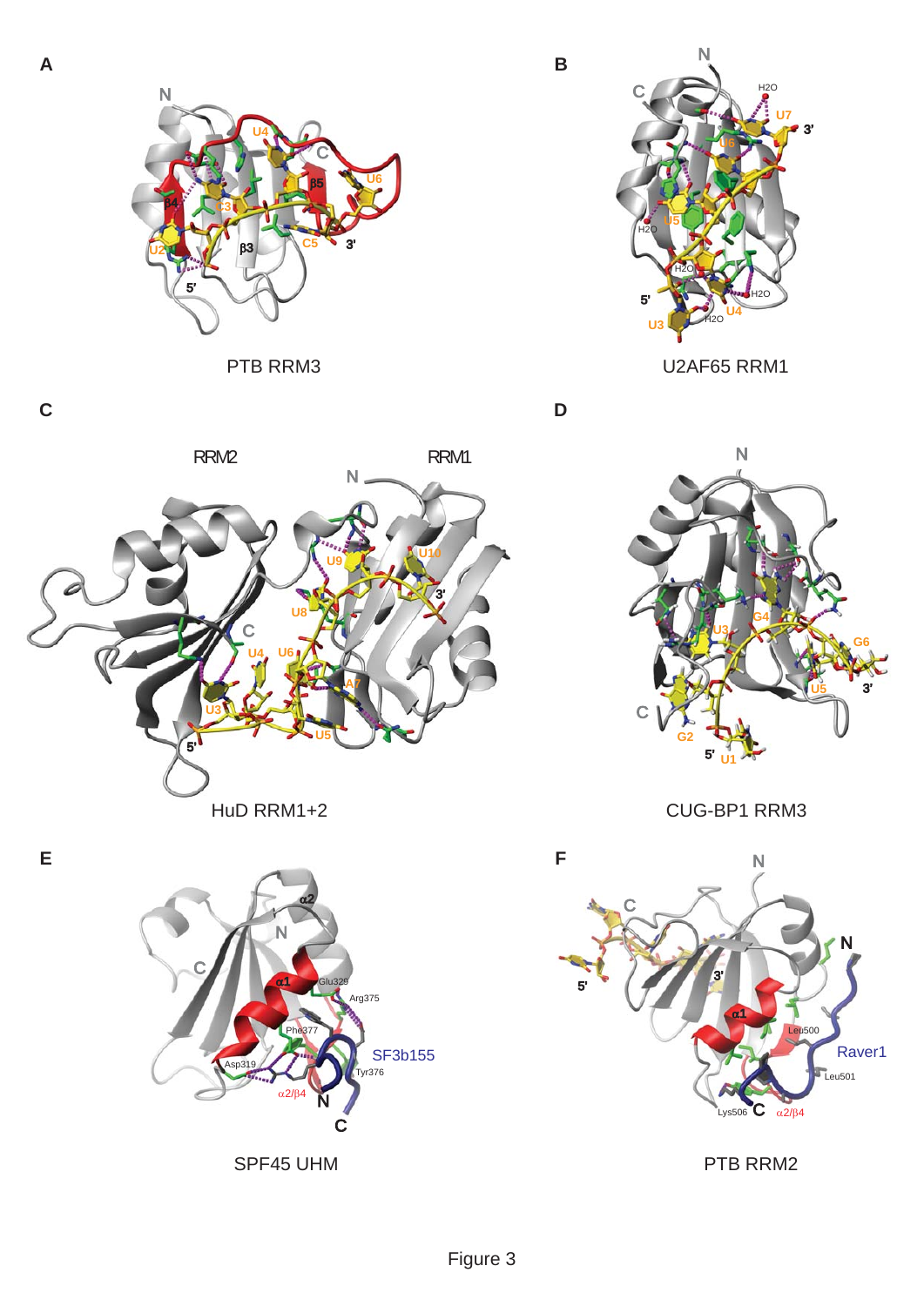A

PTB RRM3

B

U2AF65 RRM1

C

HuD RRM1+2

D

CUG-BP1 RRM3

E

SPF45 UHM

F

PTB RRM2

Figure 3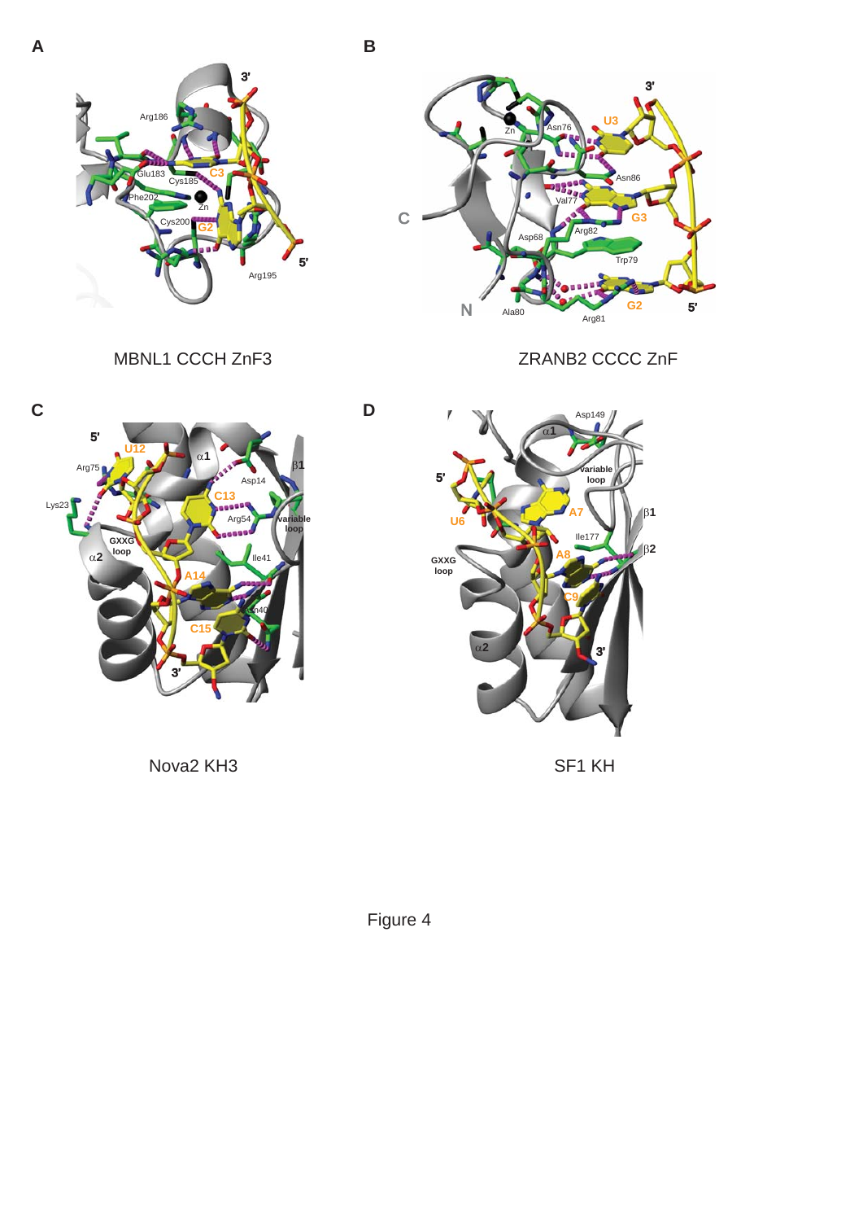A

MBNL1 CCCH ZnF3

B

ZRANB2 CCCC ZnF

C

Nova2 KH3

D

SF1 KH

Figure 4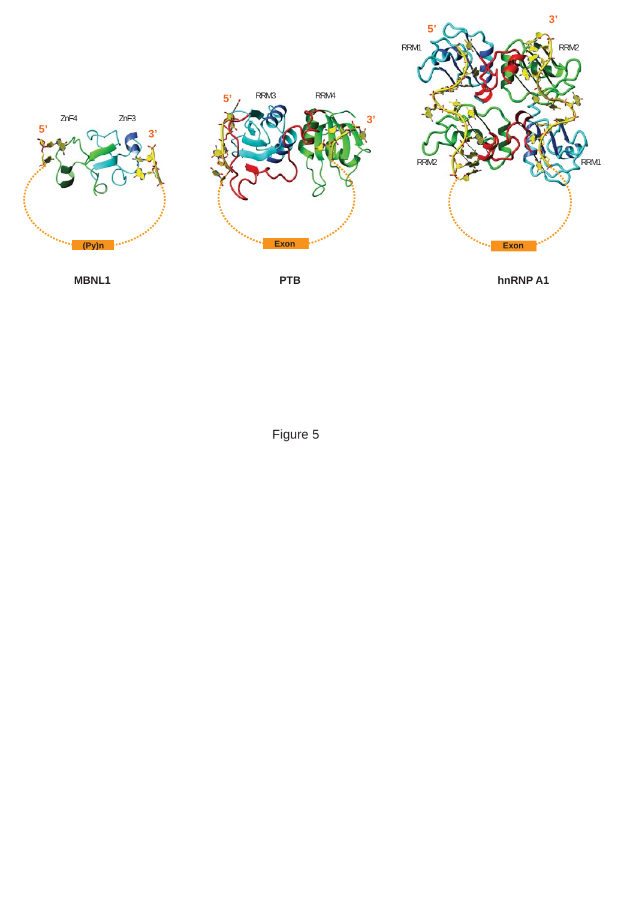5'

ZnF4

ZnF3

3'

(Py)n

MBNL1

5'

RRM3

RRM4

3'

Exon

PTB

5'

3'

RRM1

RRM2

RRM2

RRM1

Exon

hnRNP A1

Figure 5